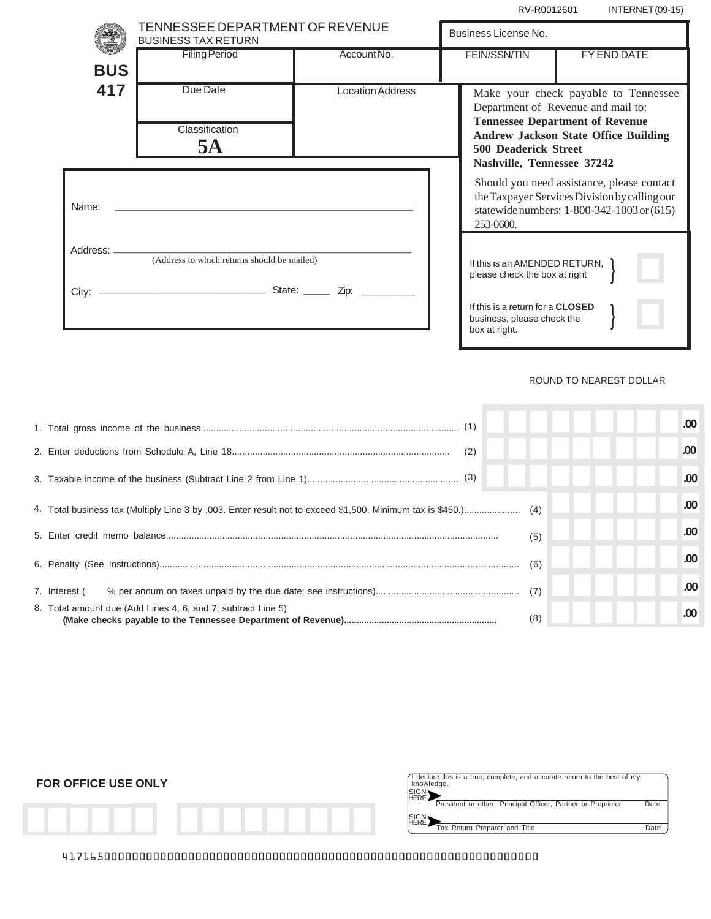RV-R0012601 INTERNET (09-15)

# TENNESSEE DEPARTMENT OF REVENUE

## BUSINESS TAX RETURN

**BUS 417**

| Filing Period | Account No. | Business License No. | |
|---|---|---|---|
| | | FEIN/SSN/TIN | FY END DATE |
| Due Date | Location Address | | |
| Classification **5A** | | | |

Make your check payable to Tennessee Department of Revenue and mail to:
**Tennessee Department of Revenue**
**Andrew Jackson State Office Building**
**500 Deaderick Street**
**Nashville, Tennessee 37242**

Should you need assistance, please contact the Taxpayer Services Division by calling our statewide numbers: 1-800-342-1003 or (615) 253-0600.

Name: ______________________________

Address: ______________________________
(Address to which returns should be mailed)

City: ____________________ State: _____ Zip: _________

If this is an AMENDED RETURN, please check the box at right ☐

If this is a return for a **CLOSED** business, please check the box at right. ☐

ROUND TO NEAREST DOLLAR

| Line | Description | Amount |
|---|---|---|
| 1. | Total gross income of the business (1) | .00 |
| 2. | Enter deductions from Schedule A, Line 18 (2) | .00 |
| 3. | Taxable income of the business (Subtract Line 2 from Line 1) (3) | .00 |
| 4. | Total business tax (Multiply Line 3 by .003. Enter result not to exceed $1,500. Minimum tax is $450.) (4) | .00 |
| 5. | Enter credit memo balance (5) | .00 |
| 6. | Penalty (See instructions) (6) | .00 |
| 7. | Interest ( % per annum on taxes unpaid by the due date; see instructions) (7) | .00 |
| 8. | Total amount due (Add Lines 4, 6, and 7; subtract Line 5) **(Make checks payable to the Tennessee Department of Revenue)** (8) | .00 |

**FOR OFFICE USE ONLY**

I declare this is a true, complete, and accurate return to the best of my knowledge.

SIGN HERE ______________________________
President or other Principal Officer, Partner or Proprietor Date

SIGN HERE ______________________________
Tax Return Preparer and Title Date

4171650000000000000000000000000000000000000000000000000000000000000000000000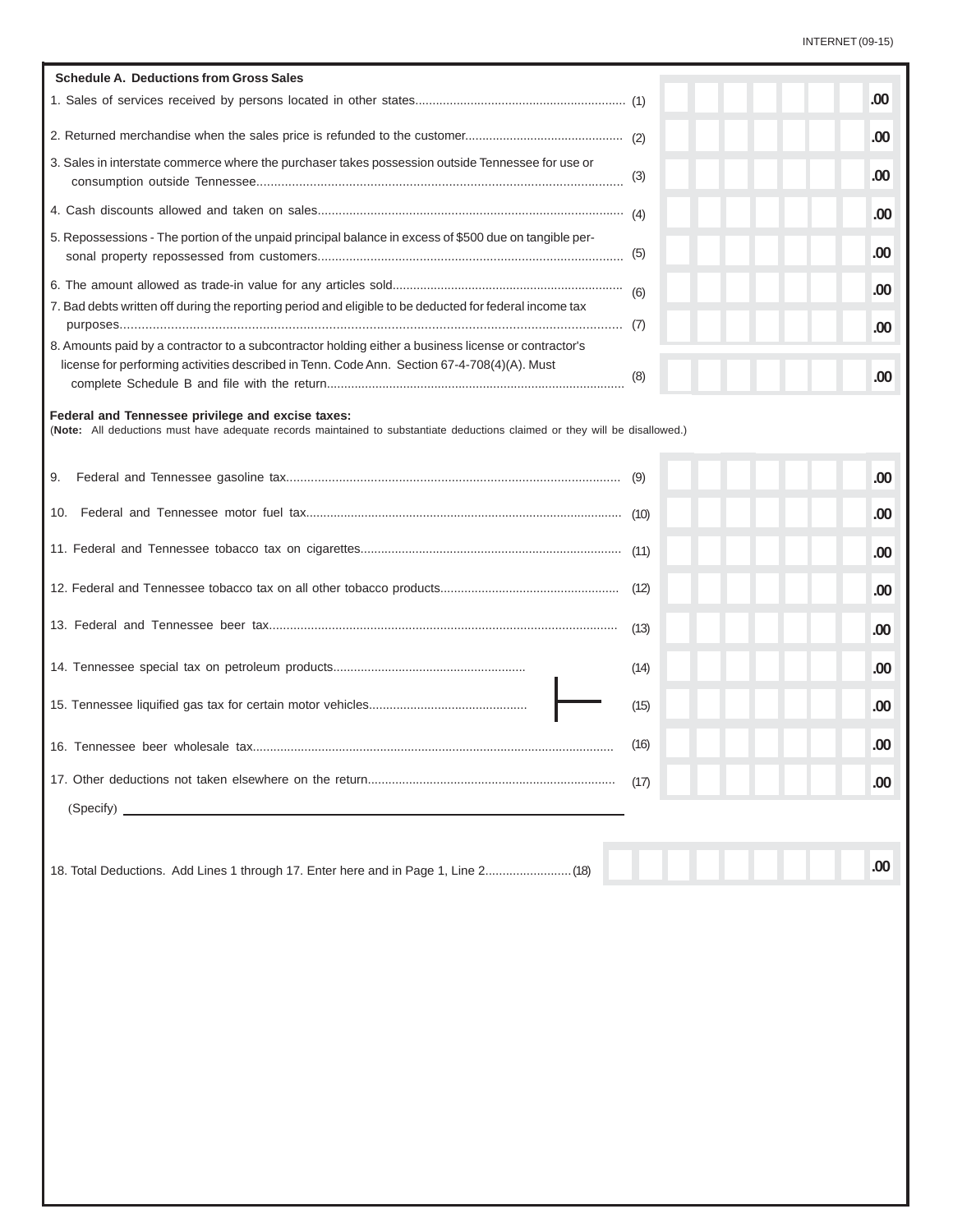## Schedule A. Deductions from Gross Sales

| | | |
|---|---|---|
| 1. Sales of services received by persons located in other states | (1) | .00 |
| 2. Returned merchandise when the sales price is refunded to the customer | (2) | .00 |
| 3. Sales in interstate commerce where the purchaser takes possession outside Tennessee for use or consumption outside Tennessee | (3) | .00 |
| 4. Cash discounts allowed and taken on sales | (4) | .00 |
| 5. Repossessions - The portion of the unpaid principal balance in excess of $500 due on tangible personal property repossessed from customers | (5) | .00 |
| 6. The amount allowed as trade-in value for any articles sold | (6) | .00 |
| 7. Bad debts written off during the reporting period and eligible to be deducted for federal income tax purposes | (7) | .00 |
| 8. Amounts paid by a contractor to a subcontractor holding either a business license or contractor's license for performing activities described in Tenn. Code Ann. Section 67-4-708(4)(A). Must complete Schedule B and file with the return | (8) | .00 |

**Federal and Tennessee privilege and excise taxes:**

(**Note:** All deductions must have adequate records maintained to substantiate deductions claimed or they will be disallowed.)

| | | |
|---|---|---|
| 9. Federal and Tennessee gasoline tax | (9) | .00 |
| 10. Federal and Tennessee motor fuel tax | (10) | .00 |
| 11. Federal and Tennessee tobacco tax on cigarettes | (11) | .00 |
| 12. Federal and Tennessee tobacco tax on all other tobacco products | (12) | .00 |
| 13. Federal and Tennessee beer tax | (13) | .00 |
| 14. Tennessee special tax on petroleum products | (14) | .00 |
| 15. Tennessee liquified gas tax for certain motor vehicles | (15) | .00 |
| 16. Tennessee beer wholesale tax | (16) | .00 |
| 17. Other deductions not taken elsewhere on the return | (17) | .00 |

(Specify) ______________________________

| | | |
|---|---|---|
| 18. Total Deductions. Add Lines 1 through 17. Enter here and in Page 1, Line 2 | (18) | .00 |